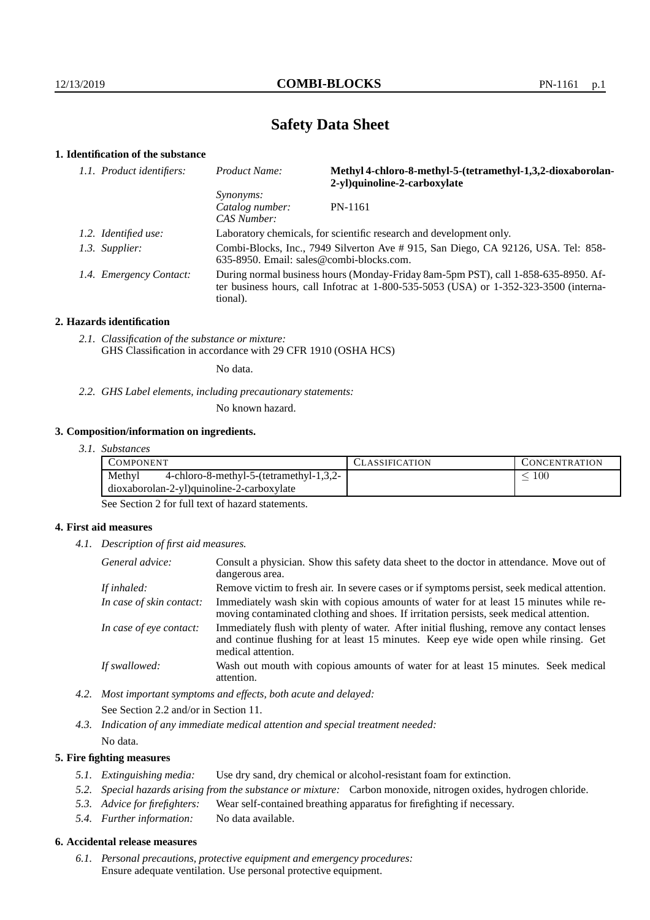# Safety Data Sheet

## 1. Identification of the substance

*1.1. Product identifiers:*
- *Product Name:* **Methyl 4-chloro-8-methyl-5-(tetramethyl-1,3,2-dioxaborolan-2-yl)quinoline-2-carboxylate**
- *Synonyms:*
- *Catalog number:* PN-1161
- *CAS Number:*

*1.2. Identified use:* Laboratory chemicals, for scientific research and development only.

*1.3. Supplier:* Combi-Blocks, Inc., 7949 Silverton Ave # 915, San Diego, CA 92126, USA. Tel: 858-635-8950. Email: sales@combi-blocks.com.

*1.4. Emergency Contact:* During normal business hours (Monday-Friday 8am-5pm PST), call 1-858-635-8950. After business hours, call Infotrac at 1-800-535-5053 (USA) or 1-352-323-3500 (international).

## 2. Hazards identification

*2.1. Classification of the substance or mixture:*
GHS Classification in accordance with 29 CFR 1910 (OSHA HCS)

No data.

*2.2. GHS Label elements, including precautionary statements:*

No known hazard.

## 3. Composition/information on ingredients.

*3.1. Substances*

| Component | Classification | Concentration |
|---|---|---|
| Methyl 4-chloro-8-methyl-5-(tetramethyl-1,3,2-dioxaborolan-2-yl)quinoline-2-carboxylate | | $\leq 100$ |

See Section 2 for full text of hazard statements.

## 4. First aid measures

*4.1. Description of first aid measures.*

- *General advice:* Consult a physician. Show this safety data sheet to the doctor in attendance. Move out of dangerous area.
- *If inhaled:* Remove victim to fresh air. In severe cases or if symptoms persist, seek medical attention.
- *In case of skin contact:* Immediately wash skin with copious amounts of water for at least 15 minutes while removing contaminated clothing and shoes. If irritation persists, seek medical attention.
- *In case of eye contact:* Immediately flush with plenty of water. After initial flushing, remove any contact lenses and continue flushing for at least 15 minutes. Keep eye wide open while rinsing. Get medical attention.
- *If swallowed:* Wash out mouth with copious amounts of water for at least 15 minutes. Seek medical attention.

*4.2. Most important symptoms and effects, both acute and delayed:*

See Section 2.2 and/or in Section 11.

*4.3. Indication of any immediate medical attention and special treatment needed:*

No data.

## 5. Fire fighting measures

*5.1. Extinguishing media:* Use dry sand, dry chemical or alcohol-resistant foam for extinction.

*5.2. Special hazards arising from the substance or mixture:* Carbon monoxide, nitrogen oxides, hydrogen chloride.

*5.3. Advice for firefighters:* Wear self-contained breathing apparatus for firefighting if necessary.

*5.4. Further information:* No data available.

## 6. Accidental release measures

*6.1. Personal precautions, protective equipment and emergency procedures:*
Ensure adequate ventilation. Use personal protective equipment.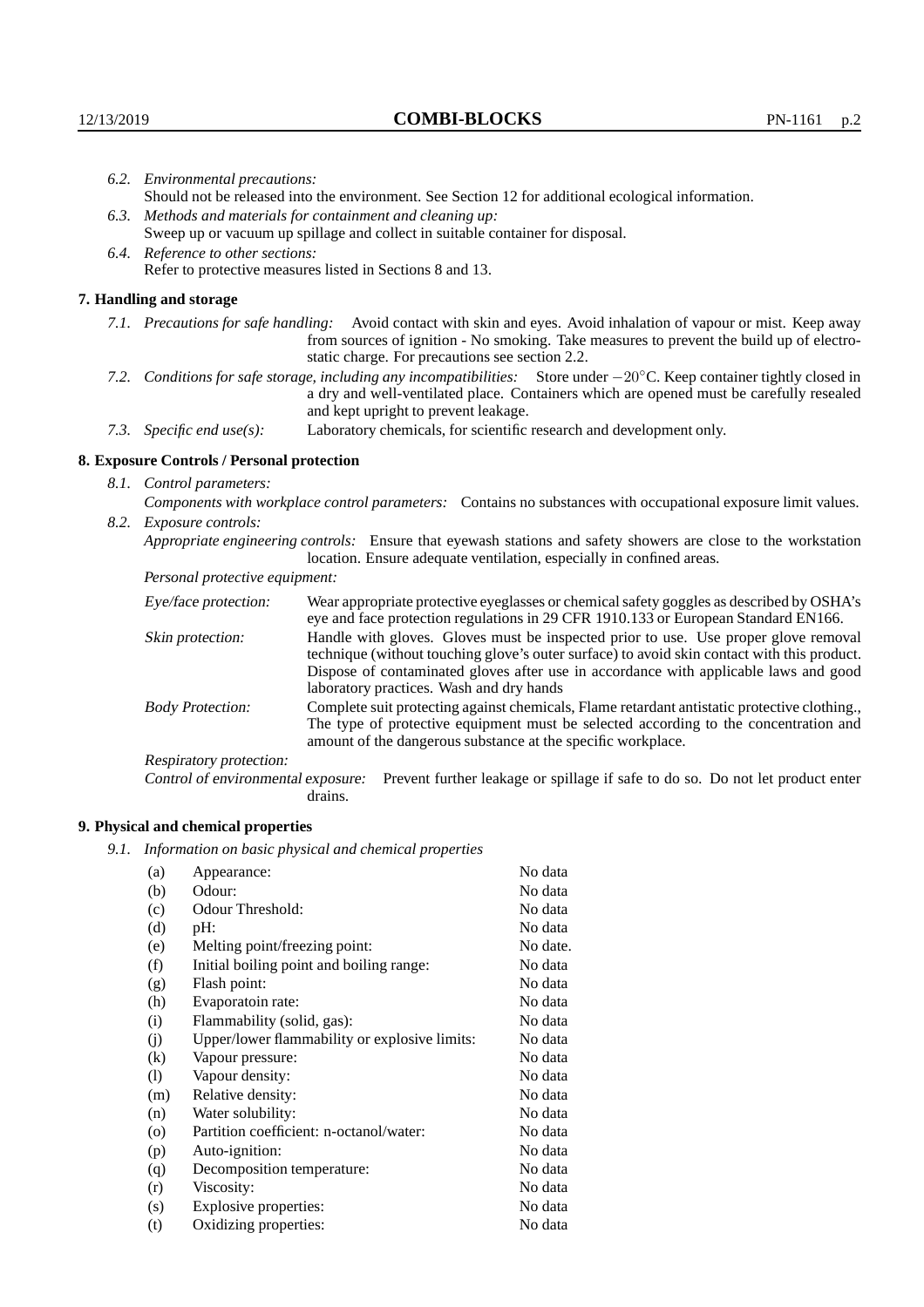6.2. *Environmental precautions:*
Should not be released into the environment. See Section 12 for additional ecological information.

6.3. *Methods and materials for containment and cleaning up:*
Sweep up or vacuum up spillage and collect in suitable container for disposal.

6.4. *Reference to other sections:*
Refer to protective measures listed in Sections 8 and 13.

## 7. Handling and storage

7.1. *Precautions for safe handling:* Avoid contact with skin and eyes. Avoid inhalation of vapour or mist. Keep away from sources of ignition - No smoking. Take measures to prevent the build up of electrostatic charge. For precautions see section 2.2.

7.2. *Conditions for safe storage, including any incompatibilities:* Store under $-20^{\circ}$C. Keep container tightly closed in a dry and well-ventilated place. Containers which are opened must be carefully resealed and kept upright to prevent leakage.

7.3. *Specific end use(s):* Laboratory chemicals, for scientific research and development only.

## 8. Exposure Controls / Personal protection

8.1. *Control parameters:*
*Components with workplace control parameters:* Contains no substances with occupational exposure limit values.

8.2. *Exposure controls:*
*Appropriate engineering controls:* Ensure that eyewash stations and safety showers are close to the workstation location. Ensure adequate ventilation, especially in confined areas.

*Personal protective equipment:*

*Eye/face protection:* Wear appropriate protective eyeglasses or chemical safety goggles as described by OSHA's eye and face protection regulations in 29 CFR 1910.133 or European Standard EN166.

*Skin protection:* Handle with gloves. Gloves must be inspected prior to use. Use proper glove removal technique (without touching glove's outer surface) to avoid skin contact with this product. Dispose of contaminated gloves after use in accordance with applicable laws and good laboratory practices. Wash and dry hands

*Body Protection:* Complete suit protecting against chemicals, Flame retardant antistatic protective clothing., The type of protective equipment must be selected according to the concentration and amount of the dangerous substance at the specific workplace.

*Respiratory protection:*

*Control of environmental exposure:* Prevent further leakage or spillage if safe to do so. Do not let product enter drains.

## 9. Physical and chemical properties

9.1. *Information on basic physical and chemical properties*

| | | |
|---|---|---|
| (a) | Appearance: | No data |
| (b) | Odour: | No data |
| (c) | Odour Threshold: | No data |
| (d) | pH: | No data |
| (e) | Melting point/freezing point: | No date. |
| (f) | Initial boiling point and boiling range: | No data |
| (g) | Flash point: | No data |
| (h) | Evaporatoin rate: | No data |
| (i) | Flammability (solid, gas): | No data |
| (j) | Upper/lower flammability or explosive limits: | No data |
| (k) | Vapour pressure: | No data |
| (l) | Vapour density: | No data |
| (m) | Relative density: | No data |
| (n) | Water solubility: | No data |
| (o) | Partition coefficient: n-octanol/water: | No data |
| (p) | Auto-ignition: | No data |
| (q) | Decomposition temperature: | No data |
| (r) | Viscosity: | No data |
| (s) | Explosive properties: | No data |
| (t) | Oxidizing properties: | No data |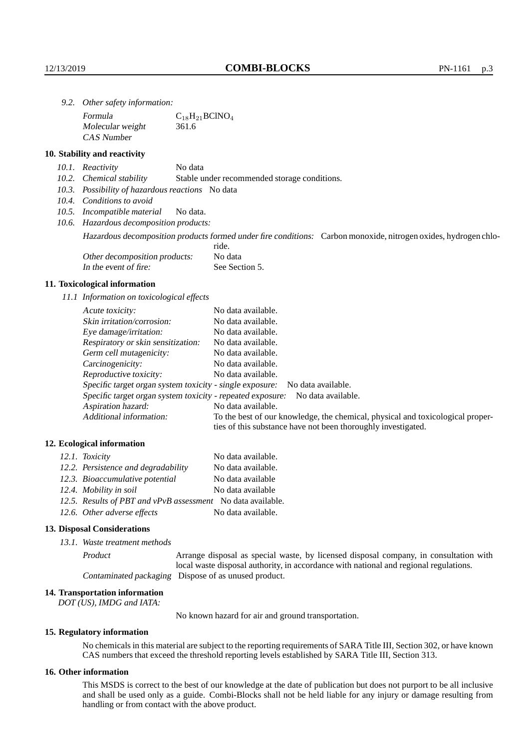*9.2. Other safety information:*

| | |
|---|---|
| *Formula* | $C_{18}H_{21}BClNO_4$ |
| *Molecular weight* | 361.6 |
| *CAS Number* | |

## 10. Stability and reactivity

*10.1. Reactivity* No data

*10.2. Chemical stability* Stable under recommended storage conditions.

*10.3. Possibility of hazardous reactions* No data

*10.4. Conditions to avoid*

*10.5. Incompatible material* No data.

*10.6. Hazardous decomposition products:*

*Hazardous decomposition products formed under fire conditions:* Carbon monoxide, nitrogen oxides, hydrogen chloride.

| | |
|---|---|
| *Other decomposition products:* | No data |
| *In the event of fire:* | See Section 5. |

## 11. Toxicological information

*11.1 Information on toxicological effects*

| | |
|---|---|
| *Acute toxicity:* | No data available. |
| *Skin irritation/corrosion:* | No data available. |
| *Eye damage/irritation:* | No data available. |
| *Respiratory or skin sensitization:* | No data available. |
| *Germ cell mutagenicity:* | No data available. |
| *Carcinogenicity:* | No data available. |
| *Reproductive toxicity:* | No data available. |
| *Specific target organ system toxicity - single exposure:* | No data available. |
| *Specific target organ system toxicity - repeated exposure:* | No data available. |
| *Aspiration hazard:* | No data available. |
| *Additional information:* | To the best of our knowledge, the chemical, physical and toxicological properties of this substance have not been thoroughly investigated. |

## 12. Ecological information

| | |
|---|---|
| *12.1. Toxicity* | No data available. |
| *12.2. Persistence and degradability* | No data available. |
| *12.3. Bioaccumulative potential* | No data available |
| *12.4. Mobility in soil* | No data available |
| *12.5. Results of PBT and vPvB assessment* | No data available. |
| *12.6. Other adverse effects* | No data available. |

## 13. Disposal Considerations

*13.1. Waste treatment methods*

| | |
|---|---|
| *Product* | Arrange disposal as special waste, by licensed disposal company, in consultation with local waste disposal authority, in accordance with national and regional regulations. |
| *Contaminated packaging* | Dispose of as unused product. |

## 14. Transportation information

*DOT (US), IMDG and IATA:*

No known hazard for air and ground transportation.

## 15. Regulatory information

No chemicals in this material are subject to the reporting requirements of SARA Title III, Section 302, or have known CAS numbers that exceed the threshold reporting levels established by SARA Title III, Section 313.

## 16. Other information

This MSDS is correct to the best of our knowledge at the date of publication but does not purport to be all inclusive and shall be used only as a guide. Combi-Blocks shall not be held liable for any injury or damage resulting from handling or from contact with the above product.